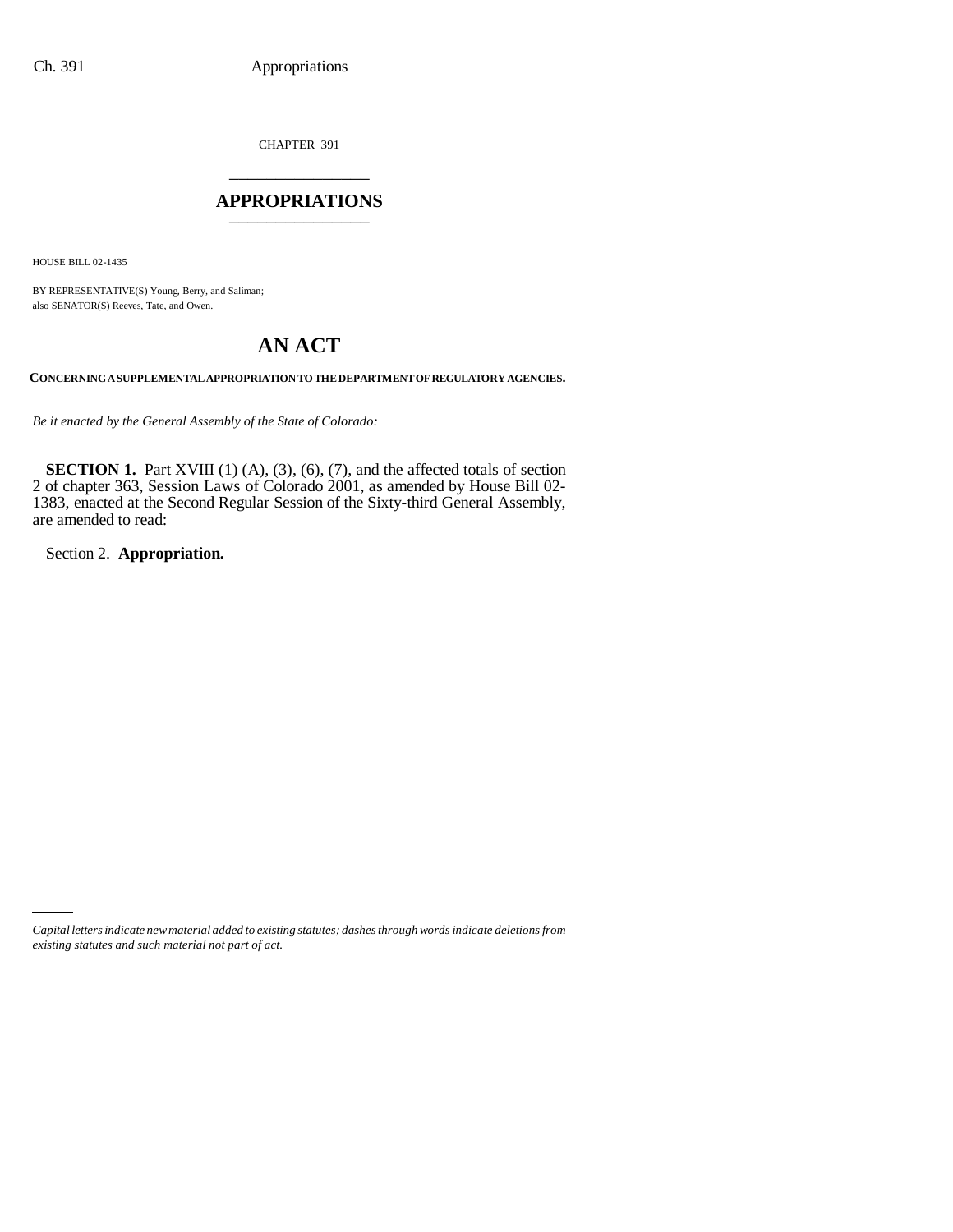CHAPTER 391

# APPROPRIATIONS

HOUSE BILL 02-1435

BY REPRESENTATIVE(S) Young, Berry, and Saliman;
also SENATOR(S) Reeves, Tate, and Owen.

# AN ACT

**CONCERNING A SUPPLEMENTAL APPROPRIATION TO THE DEPARTMENT OF REGULATORY AGENCIES.**

*Be it enacted by the General Assembly of the State of Colorado:*

**SECTION 1.** Part XVIII (1) (A), (3), (6), (7), and the affected totals of section 2 of chapter 363, Session Laws of Colorado 2001, as amended by House Bill 02-1383, enacted at the Second Regular Session of the Sixty-third General Assembly, are amended to read:

Section 2. **Appropriation.**

*Capital letters indicate new material added to existing statutes; dashes through words indicate deletions from existing statutes and such material not part of act.*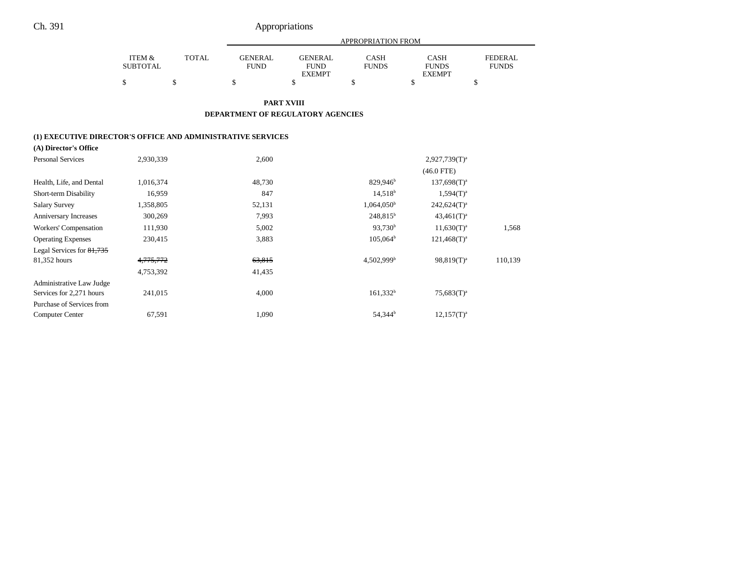# PART XVIII

## DEPARTMENT OF REGULATORY AGENCIES

| | ITEM & SUBTOTAL | TOTAL | APPROPRIATION FROM GENERAL FUND | GENERAL FUND EXEMPT | CASH FUNDS | CASH FUNDS EXEMPT | FEDERAL FUNDS |
|---|---|---|---|---|---|---|---|
| | $ | $ | $ | $ | $ | $ | $ |
| **(1) EXECUTIVE DIRECTOR'S OFFICE AND ADMINISTRATIVE SERVICES** | | | | | | | |
| **(A) Director's Office** | | | | | | | |
| Personal Services | 2,930,339 | | 2,600 | | | 2,927,739(T)[a] | |
| | | | | | | (46.0 FTE) | |
| Health, Life, and Dental | 1,016,374 | | 48,730 | | 829,946[b] | 137,698(T)[a] | |
| Short-term Disability | 16,959 | | 847 | | 14,518[b] | 1,594(T)[a] | |
| Salary Survey | 1,358,805 | | 52,131 | | 1,064,050[b] | 242,624(T)[a] | |
| Anniversary Increases | 300,269 | | 7,993 | | 248,815[b] | 43,461(T)[a] | |
| Workers' Compensation | 111,930 | | 5,002 | | 93,730[b] | 11,630(T)[a] | 1,568 |
| Operating Expenses | 230,415 | | 3,883 | | 105,064[b] | 121,468(T)[a] | |
| Legal Services for ~~81,735~~ 81,352 hours | ~~4,775,772~~ 4,753,392 | | ~~63,815~~ 41,435 | | 4,502,999[b] | 98,819(T)[a] | 110,139 |
| Administrative Law Judge Services for 2,271 hours | 241,015 | | 4,000 | | 161,332[b] | 75,683(T)[a] | |
| Purchase of Services from Computer Center | 67,591 | | 1,090 | | 54,344[b] | 12,157(T)[a] | |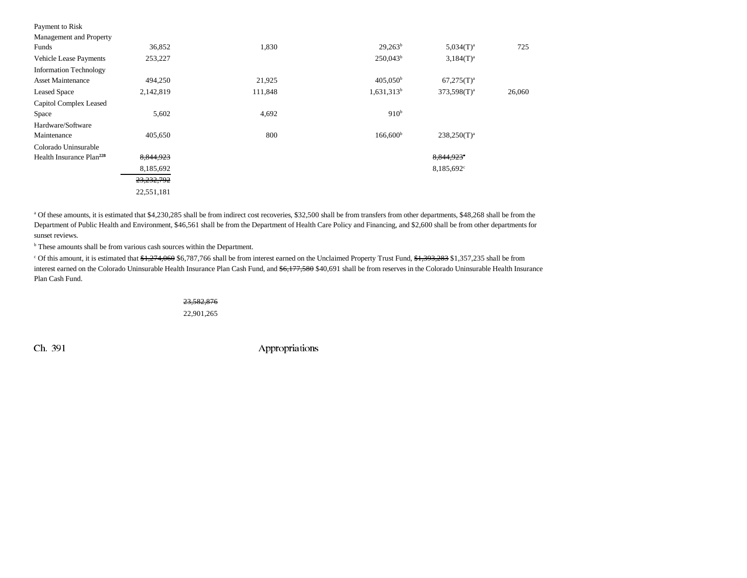| | | | | | |
|---|---|---|---|---|---|
| Payment to Risk Management and Property Funds | 36,852 | 1,830 | 29,263[b] | 5,034(T)[a] | 725 |
| Vehicle Lease Payments | 253,227 | | 250,043[b] | 3,184(T)[a] | |
| Information Technology Asset Maintenance | 494,250 | 21,925 | 405,050[b] | 67,275(T)[a] | |
| Leased Space | 2,142,819 | 111,848 | 1,631,313[b] | 373,598(T)[a] | 26,060 |
| Capitol Complex Leased Space | 5,602 | 4,692 | 910[b] | | |
| Hardware/Software Maintenance | 405,650 | 800 | 166,600[b] | 238,250(T)[a] | |
| Colorado Uninsurable Health Insurance Plan[228] | ~~8,844,923~~ 8,185,692 | | | ~~8,844,923~~[c] 8,185,692[c] | |
| | ~~23,232,792~~ 22,551,181 | | | | |

[a] Of these amounts, it is estimated that $4,230,285 shall be from indirect cost recoveries, $32,500 shall be from transfers from other departments, $48,268 shall be from the Department of Public Health and Environment, $46,561 shall be from the Department of Health Care Policy and Financing, and $2,600 shall be from other departments for sunset reviews.

[b] These amounts shall be from various cash sources within the Department.

[c] Of this amount, it is estimated that ~~$1,274,060~~ $6,787,766 shall be from interest earned on the Unclaimed Property Trust Fund, ~~$1,393,283~~ $1,357,235 shall be from interest earned on the Colorado Uninsurable Health Insurance Plan Cash Fund, and ~~$6,177,580~~ $40,691 shall be from reserves in the Colorado Uninsurable Health Insurance Plan Cash Fund.

~~23,582,876~~
22,901,265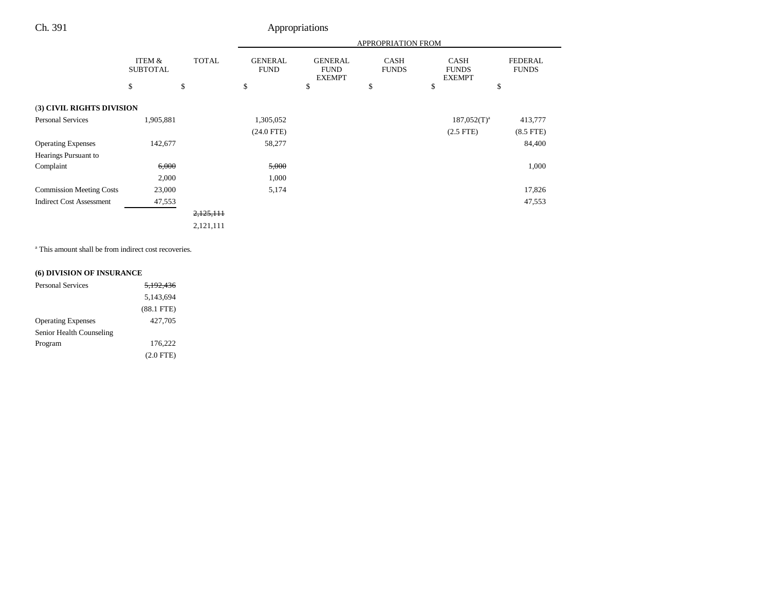| | ITEM & SUBTOTAL | TOTAL | GENERAL FUND | GENERAL FUND EXEMPT | CASH FUNDS | CASH FUNDS EXEMPT | FEDERAL FUNDS |
|---|---|---|---|---|---|---|---|
| | | | APPROPRIATION FROM | | | | |
| | $ | $ | $ | $ | $ | $ | $ |
| **(3) CIVIL RIGHTS DIVISION** | | | | | | | |
| Personal Services | 1,905,881 | | 1,305,052 | | | 187,052(T)[a] | 413,777 |
| | | | (24.0 FTE) | | | (2.5 FTE) | (8.5 FTE) |
| Operating Expenses | 142,677 | | 58,277 | | | | 84,400 |
| Hearings Pursuant to Complaint | ~~6,000~~ | | ~~5,000~~ | | | | 1,000 |
| | 2,000 | | 1,000 | | | | |
| Commission Meeting Costs | 23,000 | | 5,174 | | | | 17,826 |
| Indirect Cost Assessment | 47,553 | | | | | | 47,553 |
| | | ~~2,125,111~~ | | | | | |
| | | 2,121,111 | | | | | |

[a] This amount shall be from indirect cost recoveries.

| | ITEM & SUBTOTAL | TOTAL | GENERAL FUND | GENERAL FUND EXEMPT | CASH FUNDS | CASH FUNDS EXEMPT | FEDERAL FUNDS |
|---|---|---|---|---|---|---|---|
| **(6) DIVISION OF INSURANCE** | | | | | | | |
| Personal Services | ~~5,192,436~~ | | | | | | |
| | 5,143,694 | | | | | | |
| | (88.1 FTE) | | | | | | |
| Operating Expenses | 427,705 | | | | | | |
| Senior Health Counseling Program | 176,222 | | | | | | |
| | (2.0 FTE) | | | | | | |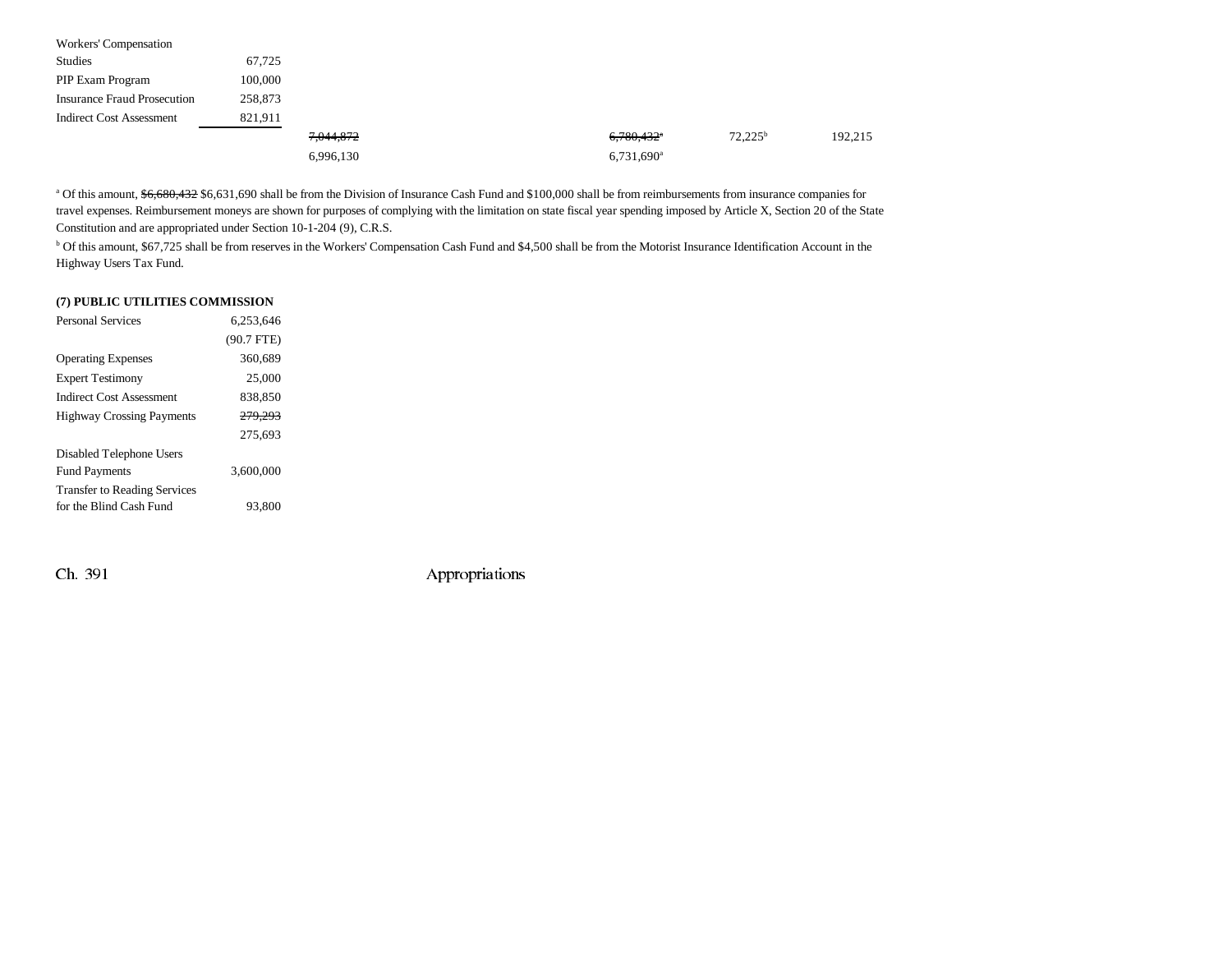| | | | | | |
|---|---|---|---|---|---|
| Workers' Compensation Studies | 67,725 | | | | |
| PIP Exam Program | 100,000 | | | | |
| Insurance Fraud Prosecution | 258,873 | | | | |
| Indirect Cost Assessment | 821,911 | | | | |
| | | ~~7,044,872~~ | ~~6,780,432~~[a] | 72,225[b] | 192,215 |
| | | 6,996,130 | 6,731,690[a] | | |

[a] Of this amount, ~~$6,680,432~~ $6,631,690 shall be from the Division of Insurance Cash Fund and $100,000 shall be from reimbursements from insurance companies for travel expenses. Reimbursement moneys are shown for purposes of complying with the limitation on state fiscal year spending imposed by Article X, Section 20 of the State Constitution and are appropriated under Section 10-1-204 (9), C.R.S.

[b] Of this amount, $67,725 shall be from reserves in the Workers' Compensation Cash Fund and $4,500 shall be from the Motorist Insurance Identification Account in the Highway Users Tax Fund.

**(7) PUBLIC UTILITIES COMMISSION**

| | |
|---|---|
| Personal Services | 6,253,646 |
| | (90.7 FTE) |
| Operating Expenses | 360,689 |
| Expert Testimony | 25,000 |
| Indirect Cost Assessment | 838,850 |
| Highway Crossing Payments | ~~279,293~~ |
| | 275,693 |
| Disabled Telephone Users Fund Payments | 3,600,000 |
| Transfer to Reading Services for the Blind Cash Fund | 93,800 |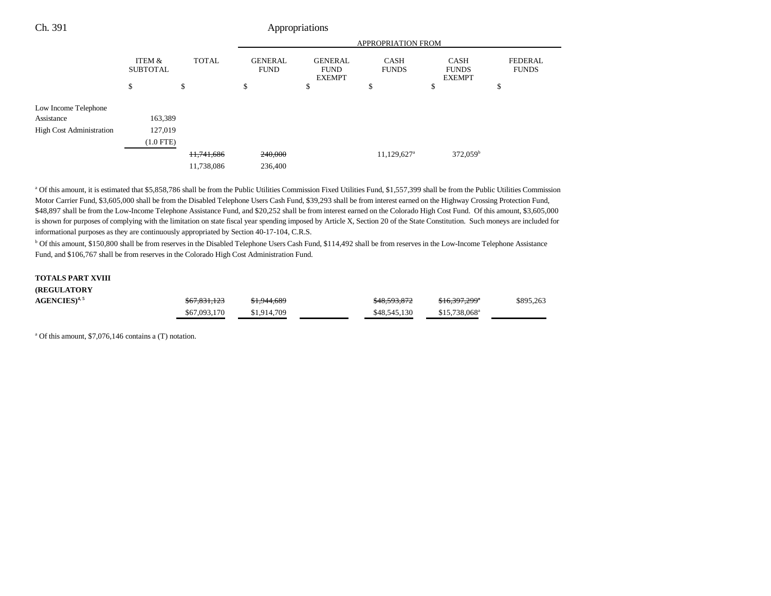| | ITEM & SUBTOTAL | TOTAL | GENERAL FUND | GENERAL FUND EXEMPT | CASH FUNDS | CASH FUNDS EXEMPT | FEDERAL FUNDS |
|---|---|---|---|---|---|---|---|
| | | | APPROPRIATION FROM | | | | |
| | $ | $ | $ | $ | $ | $ | $ |
| Low Income Telephone Assistance | 163,389 | | | | | | |
| High Cost Administration | 127,019 | | | | | | |
| | (1.0 FTE) | | | | | | |
| | | ~~11,741,686~~ | ~~240,000~~ | | 11,129,627[a] | 372,059[b] | |
| | | 11,738,086 | 236,400 | | | | |

[a] Of this amount, it is estimated that $5,858,786 shall be from the Public Utilities Commission Fixed Utilities Fund, $1,557,399 shall be from the Public Utilities Commission Motor Carrier Fund, $3,605,000 shall be from the Disabled Telephone Users Cash Fund, $39,293 shall be from interest earned on the Highway Crossing Protection Fund, $48,897 shall be from the Low-Income Telephone Assistance Fund, and $20,252 shall be from interest earned on the Colorado High Cost Fund. Of this amount, $3,605,000 is shown for purposes of complying with the limitation on state fiscal year spending imposed by Article X, Section 20 of the State Constitution. Such moneys are included for informational purposes as they are continuously appropriated by Section 40-17-104, C.R.S.

[b] Of this amount, $150,800 shall be from reserves in the Disabled Telephone Users Cash Fund, $114,492 shall be from reserves in the Low-Income Telephone Assistance Fund, and $106,767 shall be from reserves in the Colorado High Cost Administration Fund.

| | TOTAL | GENERAL FUND | GENERAL FUND EXEMPT | CASH FUNDS | CASH FUNDS EXEMPT | FEDERAL FUNDS |
|---|---|---|---|---|---|---|
| **TOTALS PART XVIII (REGULATORY AGENCIES)**[4, 5] | ~~$67,831,123~~ | ~~$1,944,689~~ | | ~~$48,593,872~~ | ~~$16,397,299[a]~~ | $895,263 |
| | $67,093,170 | $1,914,709 | | $48,545,130 | $15,738,068[a] | |

[a] Of this amount, $7,076,146 contains a (T) notation.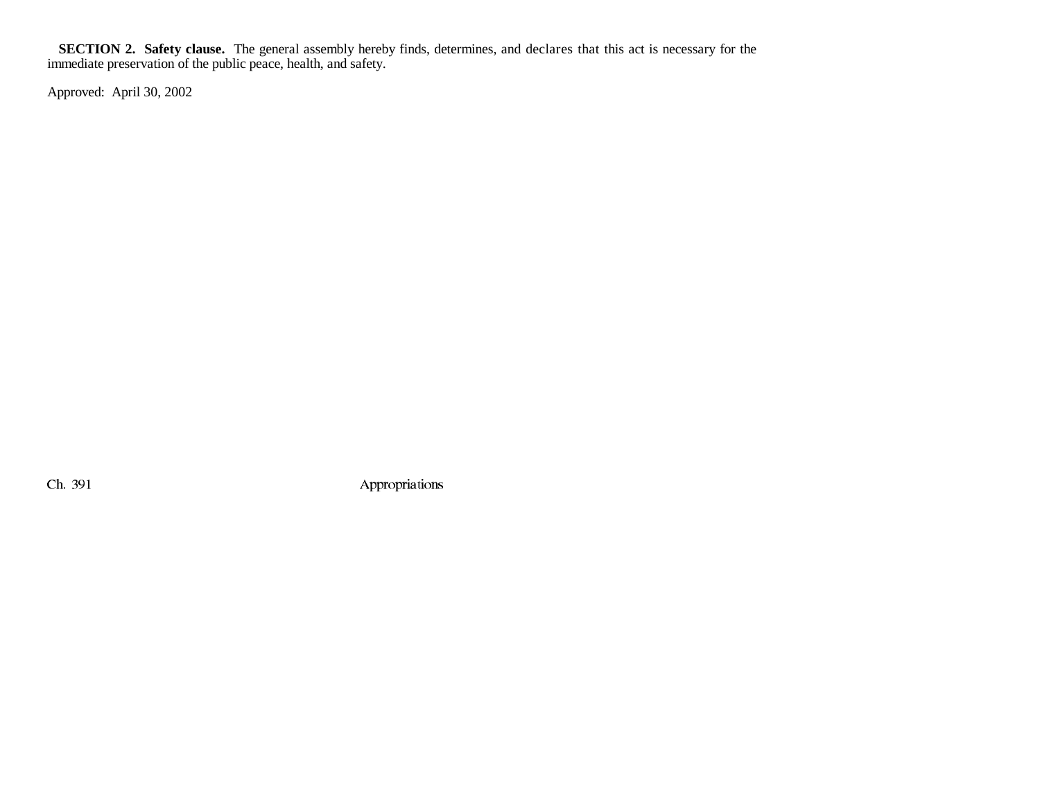**SECTION 2. Safety clause.** The general assembly hereby finds, determines, and declares that this act is necessary for the immediate preservation of the public peace, health, and safety.

Approved: April 30, 2002